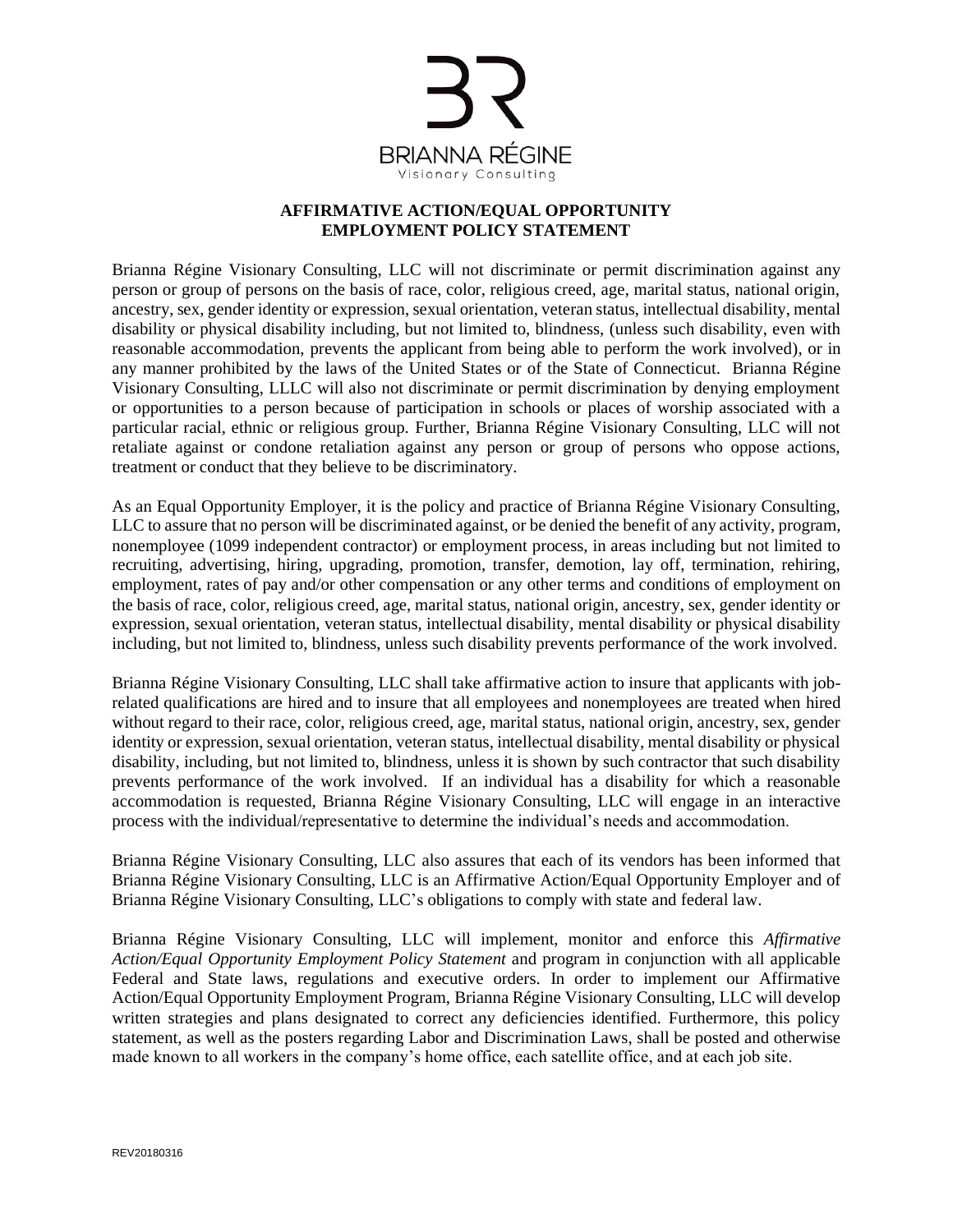BRIANNA RÉGINE
Visionary Consulting

# AFFIRMATIVE ACTION/EQUAL OPPORTUNITY EMPLOYMENT POLICY STATEMENT

Brianna Régine Visionary Consulting, LLC will not discriminate or permit discrimination against any person or group of persons on the basis of race, color, religious creed, age, marital status, national origin, ancestry, sex, gender identity or expression, sexual orientation, veteran status, intellectual disability, mental disability or physical disability including, but not limited to, blindness, (unless such disability, even with reasonable accommodation, prevents the applicant from being able to perform the work involved), or in any manner prohibited by the laws of the United States or of the State of Connecticut. Brianna Régine Visionary Consulting, LLLC will also not discriminate or permit discrimination by denying employment or opportunities to a person because of participation in schools or places of worship associated with a particular racial, ethnic or religious group. Further, Brianna Régine Visionary Consulting, LLC will not retaliate against or condone retaliation against any person or group of persons who oppose actions, treatment or conduct that they believe to be discriminatory.

As an Equal Opportunity Employer, it is the policy and practice of Brianna Régine Visionary Consulting, LLC to assure that no person will be discriminated against, or be denied the benefit of any activity, program, nonemployee (1099 independent contractor) or employment process, in areas including but not limited to recruiting, advertising, hiring, upgrading, promotion, transfer, demotion, lay off, termination, rehiring, employment, rates of pay and/or other compensation or any other terms and conditions of employment on the basis of race, color, religious creed, age, marital status, national origin, ancestry, sex, gender identity or expression, sexual orientation, veteran status, intellectual disability, mental disability or physical disability including, but not limited to, blindness, unless such disability prevents performance of the work involved.

Brianna Régine Visionary Consulting, LLC shall take affirmative action to insure that applicants with job-related qualifications are hired and to insure that all employees and nonemployees are treated when hired without regard to their race, color, religious creed, age, marital status, national origin, ancestry, sex, gender identity or expression, sexual orientation, veteran status, intellectual disability, mental disability or physical disability, including, but not limited to, blindness, unless it is shown by such contractor that such disability prevents performance of the work involved. If an individual has a disability for which a reasonable accommodation is requested, Brianna Régine Visionary Consulting, LLC will engage in an interactive process with the individual/representative to determine the individual's needs and accommodation.

Brianna Régine Visionary Consulting, LLC also assures that each of its vendors has been informed that Brianna Régine Visionary Consulting, LLC is an Affirmative Action/Equal Opportunity Employer and of Brianna Régine Visionary Consulting, LLC's obligations to comply with state and federal law.

Brianna Régine Visionary Consulting, LLC will implement, monitor and enforce this *Affirmative Action/Equal Opportunity Employment Policy Statement* and program in conjunction with all applicable Federal and State laws, regulations and executive orders. In order to implement our Affirmative Action/Equal Opportunity Employment Program, Brianna Régine Visionary Consulting, LLC will develop written strategies and plans designated to correct any deficiencies identified. Furthermore, this policy statement, as well as the posters regarding Labor and Discrimination Laws, shall be posted and otherwise made known to all workers in the company's home office, each satellite office, and at each job site.

REV20180316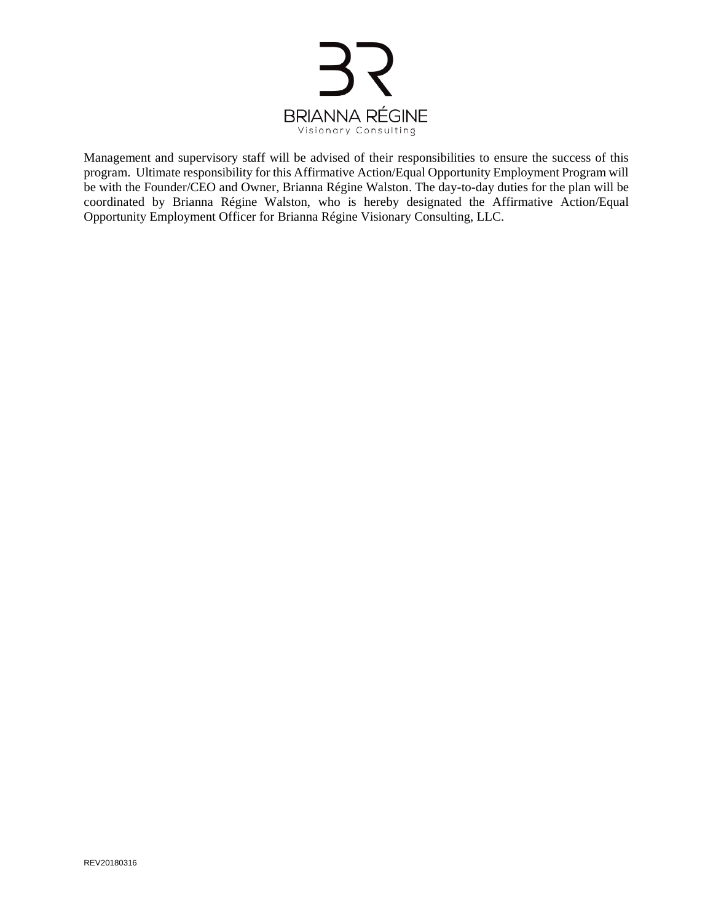Management and supervisory staff will be advised of their responsibilities to ensure the success of this program. Ultimate responsibility for this Affirmative Action/Equal Opportunity Employment Program will be with the Founder/CEO and Owner, Brianna Régine Walston. The day-to-day duties for the plan will be coordinated by Brianna Régine Walston, who is hereby designated the Affirmative Action/Equal Opportunity Employment Officer for Brianna Régine Visionary Consulting, LLC.